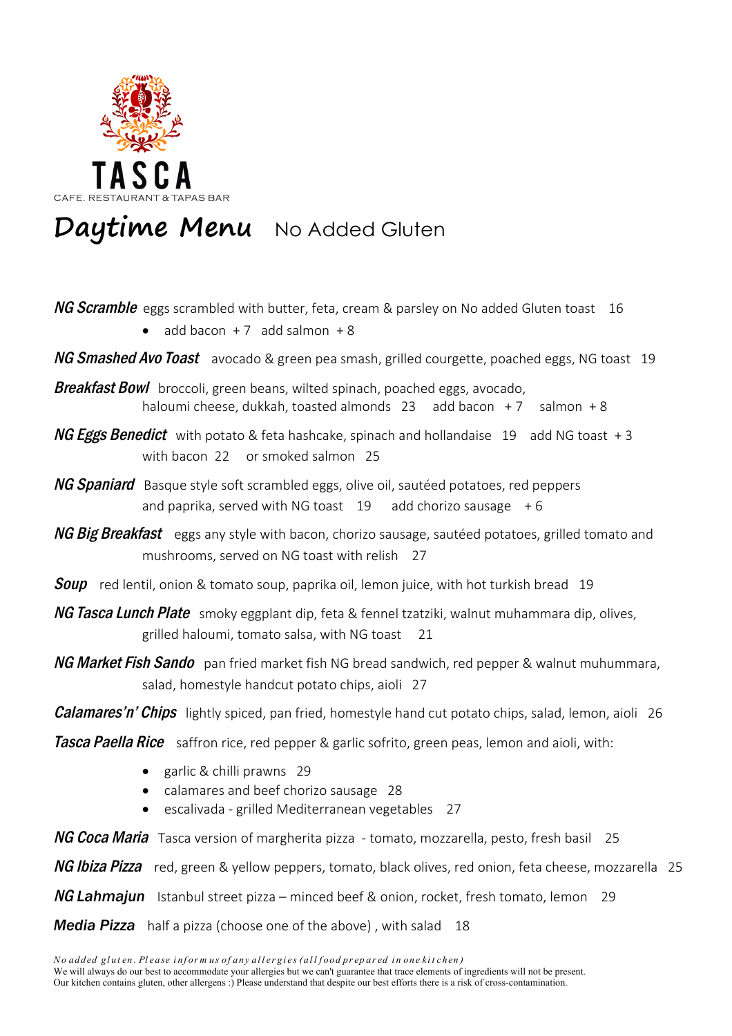# TASCA

CAFE. RESTAURANT & TAPAS BAR

## Daytime Menu No Added Gluten

***NG Scramble*** eggs scrambled with butter, feta, cream & parsley on No added Gluten toast 16

- add bacon + 7 add salmon + 8

***NG Smashed Avo Toast*** avocado & green pea smash, grilled courgette, poached eggs, NG toast 19

***Breakfast Bowl*** broccoli, green beans, wilted spinach, poached eggs, avocado, haloumi cheese, dukkah, toasted almonds 23 add bacon + 7 salmon + 8

***NG Eggs Benedict*** with potato & feta hashcake, spinach and hollandaise 19 add NG toast + 3 with bacon 22 or smoked salmon 25

***NG Spaniard*** Basque style soft scrambled eggs, olive oil, sautéed potatoes, red peppers and paprika, served with NG toast 19 add chorizo sausage + 6

***NG Big Breakfast*** eggs any style with bacon, chorizo sausage, sautéed potatoes, grilled tomato and mushrooms, served on NG toast with relish 27

***Soup*** red lentil, onion & tomato soup, paprika oil, lemon juice, with hot turkish bread 19

***NG Tasca Lunch Plate*** smoky eggplant dip, feta & fennel tzatziki, walnut muhammara dip, olives, grilled haloumi, tomato salsa, with NG toast 21

***NG Market Fish Sando*** pan fried market fish NG bread sandwich, red pepper & walnut muhummara, salad, homestyle handcut potato chips, aioli 27

***Calamares'n' Chips*** lightly spiced, pan fried, homestyle hand cut potato chips, salad, lemon, aioli 26

***Tasca Paella Rice*** saffron rice, red pepper & garlic sofrito, green peas, lemon and aioli, with:

- garlic & chilli prawns 29
- calamares and beef chorizo sausage 28
- escalivada - grilled Mediterranean vegetables 27

***NG Coca Maria*** Tasca version of margherita pizza - tomato, mozzarella, pesto, fresh basil 25

***NG Ibiza Pizza*** red, green & yellow peppers, tomato, black olives, red onion, feta cheese, mozzarella 25

***NG Lahmajun*** Istanbul street pizza – minced beef & onion, rocket, fresh tomato, lemon 29

***Media Pizza*** half a pizza (choose one of the above) , with salad 18

*No added gluten. Please inform us of any allergies (all food prepared in one kitchen)*
We will always do our best to accommodate your allergies but we can't guarantee that trace elements of ingredients will not be present.
Our kitchen contains gluten, other allergens :) Please understand that despite our best efforts there is a risk of cross-contamination.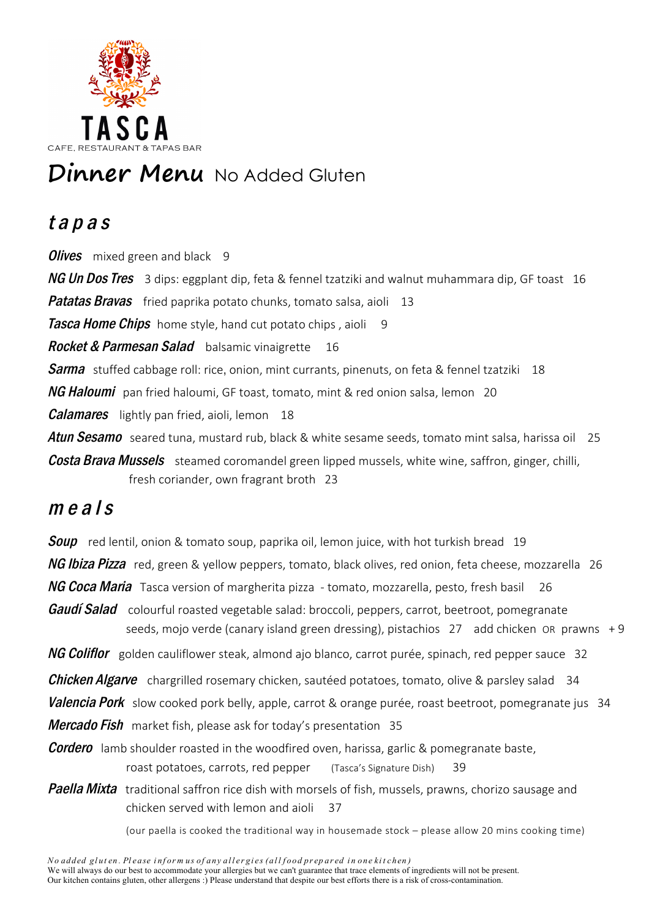TASCA

CAFE, RESTAURANT & TAPAS BAR

# Dinner Menu No Added Gluten

## tapas

***Olives*** mixed green and black 9

***NG Un Dos Tres*** 3 dips: eggplant dip, feta & fennel tzatziki and walnut muhammara dip, GF toast 16

***Patatas Bravas*** fried paprika potato chunks, tomato salsa, aioli 13

***Tasca Home Chips*** home style, hand cut potato chips , aioli 9

***Rocket & Parmesan Salad*** balsamic vinaigrette 16

***Sarma*** stuffed cabbage roll: rice, onion, mint currants, pinenuts, on feta & fennel tzatziki 18

***NG Haloumi*** pan fried haloumi, GF toast, tomato, mint & red onion salsa, lemon 20

***Calamares*** lightly pan fried, aioli, lemon 18

***Atun Sesamo*** seared tuna, mustard rub, black & white sesame seeds, tomato mint salsa, harissa oil 25

***Costa Brava Mussels*** steamed coromandel green lipped mussels, white wine, saffron, ginger, chilli, fresh coriander, own fragrant broth 23

## meals

***Soup*** red lentil, onion & tomato soup, paprika oil, lemon juice, with hot turkish bread 19

***NG Ibiza Pizza*** red, green & yellow peppers, tomato, black olives, red onion, feta cheese, mozzarella 26

***NG Coca Maria*** Tasca version of margherita pizza - tomato, mozzarella, pesto, fresh basil 26

***Gaudí Salad*** colourful roasted vegetable salad: broccoli, peppers, carrot, beetroot, pomegranate seeds, mojo verde (canary island green dressing), pistachios 27 add chicken OR prawns + 9

***NG Coliflor*** golden cauliflower steak, almond ajo blanco, carrot purée, spinach, red pepper sauce 32

***Chicken Algarve*** chargrilled rosemary chicken, sautéed potatoes, tomato, olive & parsley salad 34

***Valencia Pork*** slow cooked pork belly, apple, carrot & orange purée, roast beetroot, pomegranate jus 34

***Mercado Fish*** market fish, please ask for today's presentation 35

***Cordero*** lamb shoulder roasted in the woodfired oven, harissa, garlic & pomegranate baste, roast potatoes, carrots, red pepper (Tasca's Signature Dish) 39

***Paella Mixta*** traditional saffron rice dish with morsels of fish, mussels, prawns, chorizo sausage and chicken served with lemon and aioli 37

(our paella is cooked the traditional way in housemade stock – please allow 20 mins cooking time)

*No added gluten. Please inform us of any allergies (all food prepared in one kitchen)*

We will always do our best to accommodate your allergies but we can't guarantee that trace elements of ingredients will not be present. Our kitchen contains gluten, other allergens :) Please understand that despite our best efforts there is a risk of cross-contamination.